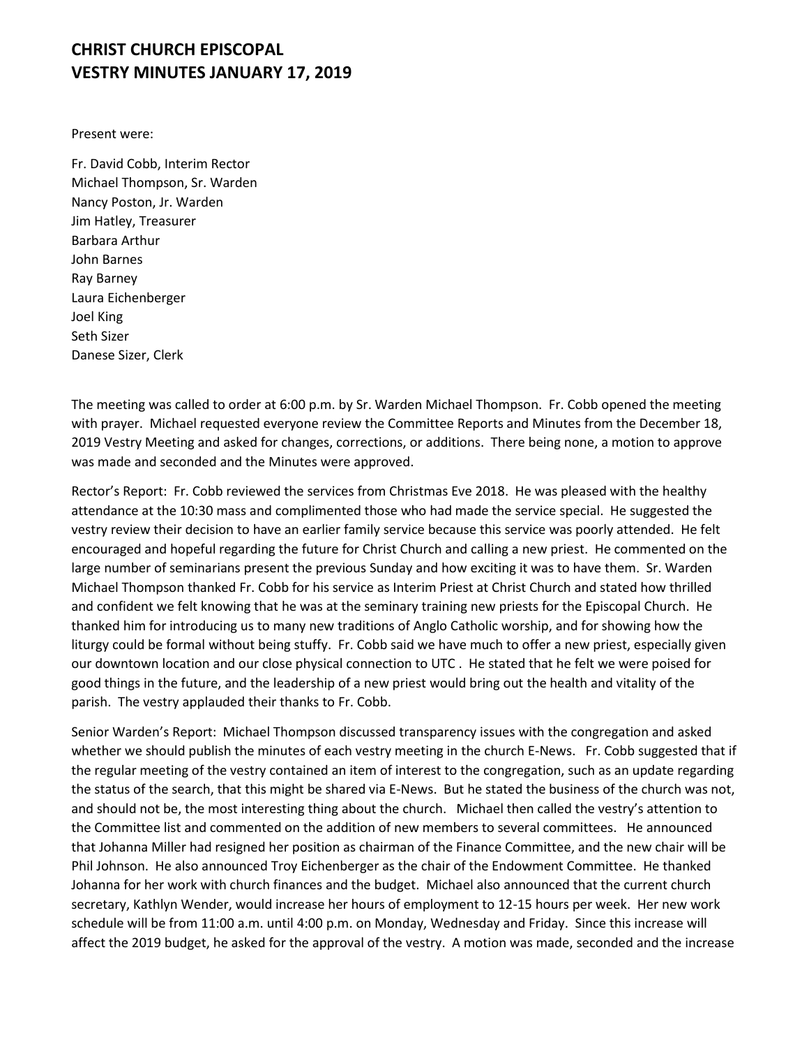# CHRIST CHURCH EPISCOPAL
# VESTRY MINUTES JANUARY 17, 2019

Present were:

Fr. David Cobb, Interim Rector
Michael Thompson, Sr. Warden
Nancy Poston, Jr. Warden
Jim Hatley, Treasurer
Barbara Arthur
John Barnes
Ray Barney
Laura Eichenberger
Joel King
Seth Sizer
Danese Sizer, Clerk

The meeting was called to order at 6:00 p.m. by Sr. Warden Michael Thompson. Fr. Cobb opened the meeting with prayer. Michael requested everyone review the Committee Reports and Minutes from the December 18, 2019 Vestry Meeting and asked for changes, corrections, or additions. There being none, a motion to approve was made and seconded and the Minutes were approved.

Rector's Report: Fr. Cobb reviewed the services from Christmas Eve 2018. He was pleased with the healthy attendance at the 10:30 mass and complimented those who had made the service special. He suggested the vestry review their decision to have an earlier family service because this service was poorly attended. He felt encouraged and hopeful regarding the future for Christ Church and calling a new priest. He commented on the large number of seminarians present the previous Sunday and how exciting it was to have them. Sr. Warden Michael Thompson thanked Fr. Cobb for his service as Interim Priest at Christ Church and stated how thrilled and confident we felt knowing that he was at the seminary training new priests for the Episcopal Church. He thanked him for introducing us to many new traditions of Anglo Catholic worship, and for showing how the liturgy could be formal without being stuffy. Fr. Cobb said we have much to offer a new priest, especially given our downtown location and our close physical connection to UTC . He stated that he felt we were poised for good things in the future, and the leadership of a new priest would bring out the health and vitality of the parish. The vestry applauded their thanks to Fr. Cobb.

Senior Warden's Report: Michael Thompson discussed transparency issues with the congregation and asked whether we should publish the minutes of each vestry meeting in the church E-News. Fr. Cobb suggested that if the regular meeting of the vestry contained an item of interest to the congregation, such as an update regarding the status of the search, that this might be shared via E-News. But he stated the business of the church was not, and should not be, the most interesting thing about the church. Michael then called the vestry's attention to the Committee list and commented on the addition of new members to several committees. He announced that Johanna Miller had resigned her position as chairman of the Finance Committee, and the new chair will be Phil Johnson. He also announced Troy Eichenberger as the chair of the Endowment Committee. He thanked Johanna for her work with church finances and the budget. Michael also announced that the current church secretary, Kathlyn Wender, would increase her hours of employment to 12-15 hours per week. Her new work schedule will be from 11:00 a.m. until 4:00 p.m. on Monday, Wednesday and Friday. Since this increase will affect the 2019 budget, he asked for the approval of the vestry. A motion was made, seconded and the increase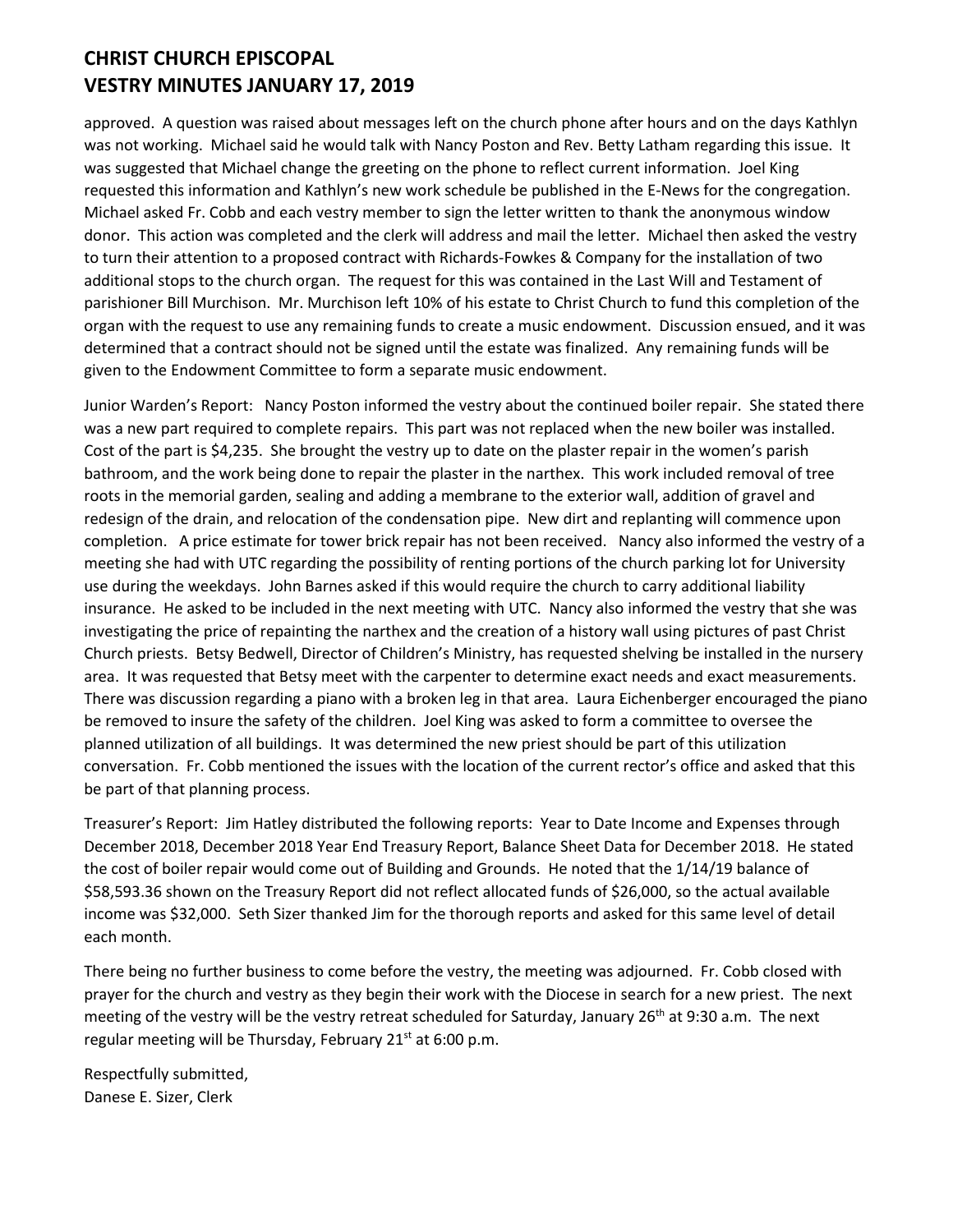approved. A question was raised about messages left on the church phone after hours and on the days Kathlyn was not working. Michael said he would talk with Nancy Poston and Rev. Betty Latham regarding this issue. It was suggested that Michael change the greeting on the phone to reflect current information. Joel King requested this information and Kathlyn's new work schedule be published in the E-News for the congregation. Michael asked Fr. Cobb and each vestry member to sign the letter written to thank the anonymous window donor. This action was completed and the clerk will address and mail the letter. Michael then asked the vestry to turn their attention to a proposed contract with Richards-Fowkes & Company for the installation of two additional stops to the church organ. The request for this was contained in the Last Will and Testament of parishioner Bill Murchison. Mr. Murchison left 10% of his estate to Christ Church to fund this completion of the organ with the request to use any remaining funds to create a music endowment. Discussion ensued, and it was determined that a contract should not be signed until the estate was finalized. Any remaining funds will be given to the Endowment Committee to form a separate music endowment.

Junior Warden's Report: Nancy Poston informed the vestry about the continued boiler repair. She stated there was a new part required to complete repairs. This part was not replaced when the new boiler was installed. Cost of the part is $4,235. She brought the vestry up to date on the plaster repair in the women's parish bathroom, and the work being done to repair the plaster in the narthex. This work included removal of tree roots in the memorial garden, sealing and adding a membrane to the exterior wall, addition of gravel and redesign of the drain, and relocation of the condensation pipe. New dirt and replanting will commence upon completion. A price estimate for tower brick repair has not been received. Nancy also informed the vestry of a meeting she had with UTC regarding the possibility of renting portions of the church parking lot for University use during the weekdays. John Barnes asked if this would require the church to carry additional liability insurance. He asked to be included in the next meeting with UTC. Nancy also informed the vestry that she was investigating the price of repainting the narthex and the creation of a history wall using pictures of past Christ Church priests. Betsy Bedwell, Director of Children's Ministry, has requested shelving be installed in the nursery area. It was requested that Betsy meet with the carpenter to determine exact needs and exact measurements. There was discussion regarding a piano with a broken leg in that area. Laura Eichenberger encouraged the piano be removed to insure the safety of the children. Joel King was asked to form a committee to oversee the planned utilization of all buildings. It was determined the new priest should be part of this utilization conversation. Fr. Cobb mentioned the issues with the location of the current rector's office and asked that this be part of that planning process.

Treasurer's Report: Jim Hatley distributed the following reports: Year to Date Income and Expenses through December 2018, December 2018 Year End Treasury Report, Balance Sheet Data for December 2018. He stated the cost of boiler repair would come out of Building and Grounds. He noted that the 1/14/19 balance of $58,593.36 shown on the Treasury Report did not reflect allocated funds of $26,000, so the actual available income was $32,000. Seth Sizer thanked Jim for the thorough reports and asked for this same level of detail each month.

There being no further business to come before the vestry, the meeting was adjourned. Fr. Cobb closed with prayer for the church and vestry as they begin their work with the Diocese in search for a new priest. The next meeting of the vestry will be the vestry retreat scheduled for Saturday, January 26th at 9:30 a.m. The next regular meeting will be Thursday, February 21st at 6:00 p.m.

Respectfully submitted,
Danese E. Sizer, Clerk